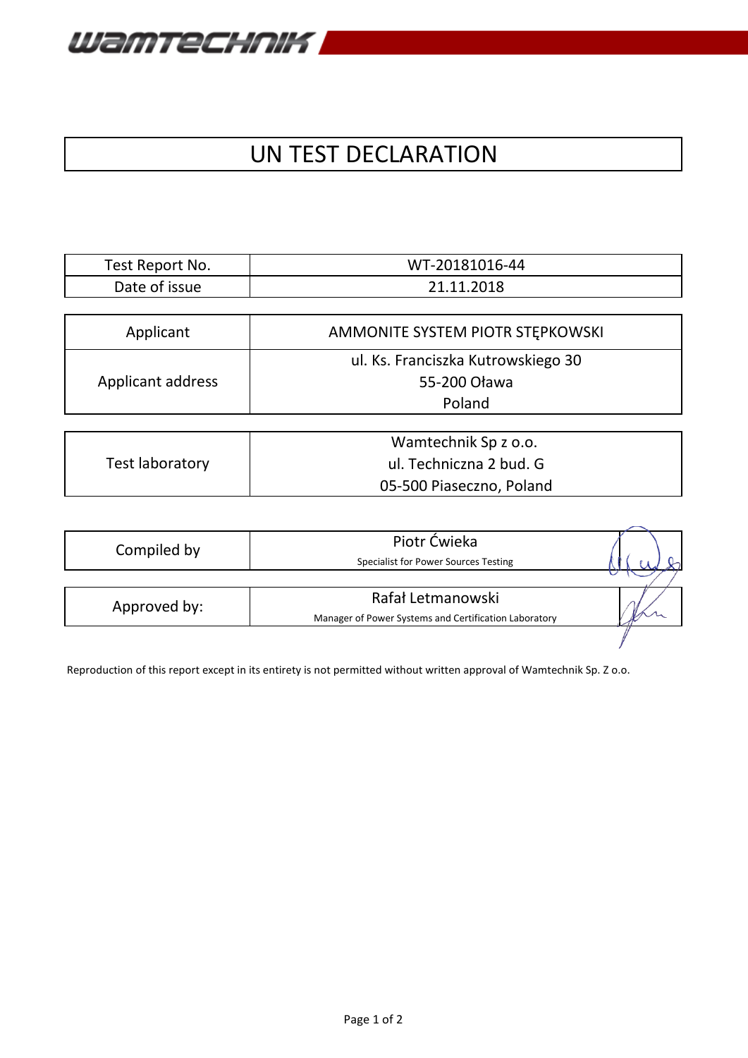# UN TEST DECLARATION

| Test Report No. | WT-20181016-44 |
| --- | --- |
| Date of issue | 21.11.2018 |

| Applicant | AMMONITE SYSTEM PIOTR STĘPKOWSKI |
| --- | --- |
| Applicant address | ul. Ks. Franciszka Kutrowskiego 30<br>55-200 Oława<br>Poland |

| Test laboratory | Wamtechnik Sp z o.o.<br>ul. Techniczna 2 bud. G<br>05-500 Piaseczno, Poland |
| --- | --- |

| Compiled by | Piotr Ćwieka<br>Specialist for Power Sources Testing | |
| --- | --- | --- |

| Approved by: | Rafał Letmanowski<br>Manager of Power Systems and Certification Laboratory | |
| --- | --- | --- |

Reproduction of this report except in its entirety is not permitted without written approval of Wamtechnik Sp. Z o.o.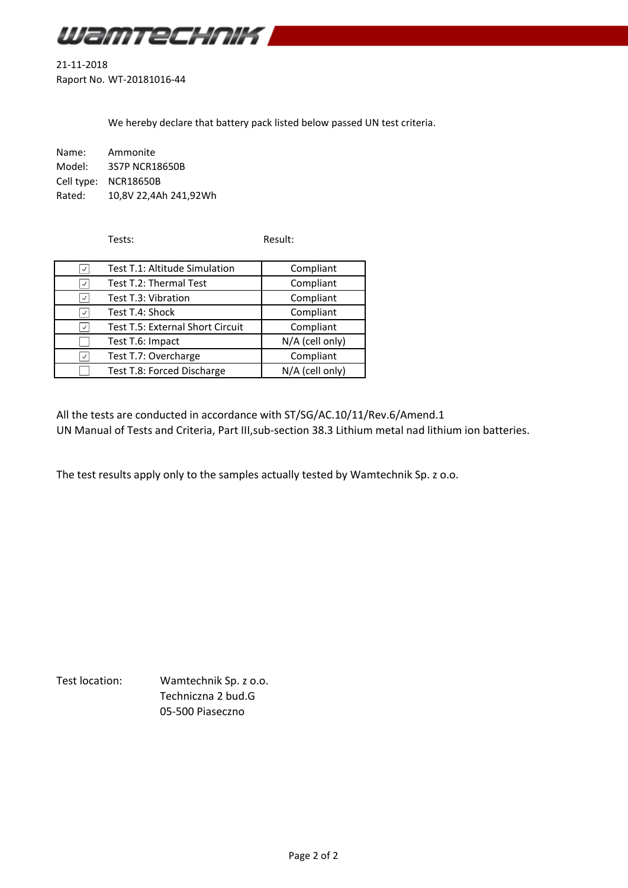21-11-2018
Raport No. WT-20181016-44

We hereby declare that battery pack listed below passed UN test criteria.

Name: Ammonite
Model: 3S7P NCR18650B
Cell type: NCR18650B
Rated: 10,8V 22,4Ah 241,92Wh

| | Tests: | Result: |
|---|---|---|
| ☑ | Test T.1: Altitude Simulation | Compliant |
| ☑ | Test T.2: Thermal Test | Compliant |
| ☑ | Test T.3: Vibration | Compliant |
| ☑ | Test T.4: Shock | Compliant |
| ☑ | Test T.5: External Short Circuit | Compliant |
| ☐ | Test T.6: Impact | N/A (cell only) |
| ☑ | Test T.7: Overcharge | Compliant |
| ☐ | Test T.8: Forced Discharge | N/A (cell only) |

All the tests are conducted in accordance with ST/SG/AC.10/11/Rev.6/Amend.1
UN Manual of Tests and Criteria, Part III,sub-section 38.3 Lithium metal nad lithium ion batteries.

The test results apply only to the samples actually tested by Wamtechnik Sp. z o.o.

Test location: Wamtechnik Sp. z o.o.
Techniczna 2 bud.G
05-500 Piaseczno